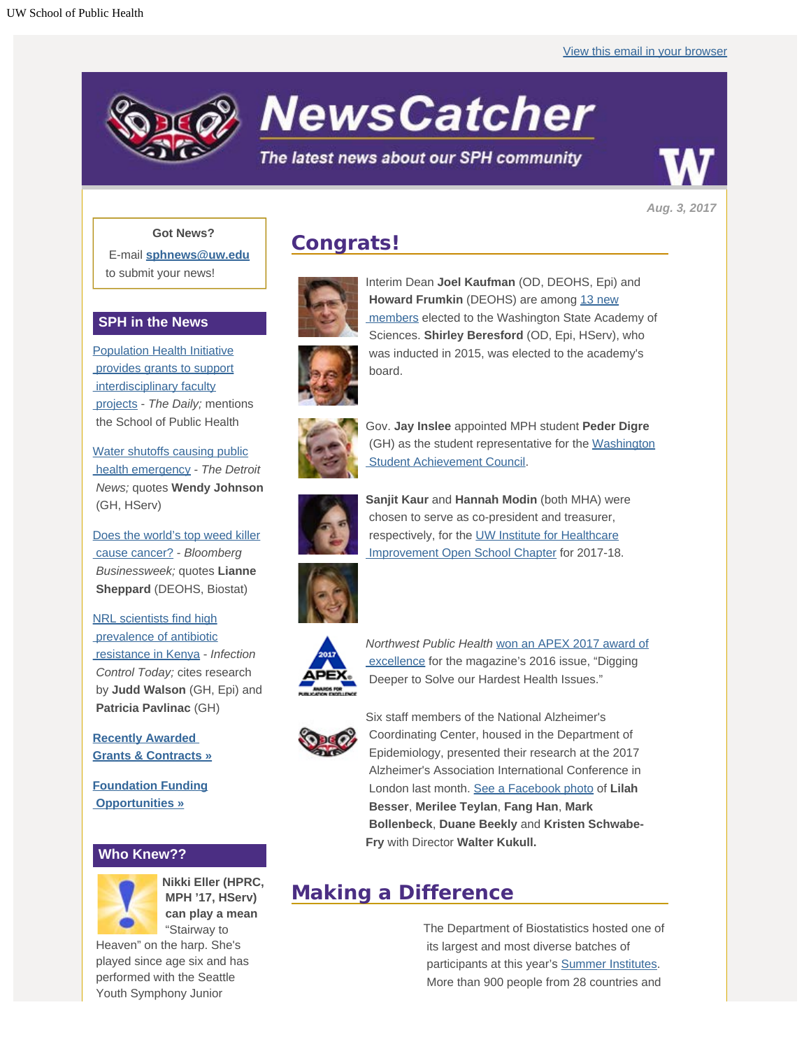UW School of Public Health

View this email in your browser

# NewsCatcher

*The latest news about our SPH community*

*Aug. 3, 2017*

**Got News?**

E-mail **sphnews@uw.edu** to submit your news!

## SPH in the News

Population Health Initiative provides grants to support interdisciplinary faculty projects - *The Daily;* mentions the School of Public Health

Water shutoffs causing public health emergency - *The Detroit News;* quotes **Wendy Johnson** (GH, HServ)

Does the world's top weed killer cause cancer? - *Bloomberg Businessweek;* quotes **Lianne Sheppard** (DEOHS, Biostat)

NRL scientists find high prevalence of antibiotic resistance in Kenya - *Infection Control Today;* cites research by **Judd Walson** (GH, Epi) and **Patricia Pavlinac** (GH)

**Recently Awarded Grants & Contracts »**

**Foundation Funding Opportunities »**

## Who Knew??

**Nikki Eller (HPRC, MPH '17, HServ) can play a mean** "Stairway to Heaven" on the harp. She's played since age six and has performed with the Seattle Youth Symphony Junior

## Congrats!

Interim Dean **Joel Kaufman** (OD, DEOHS, Epi) and **Howard Frumkin** (DEOHS) are among 13 new members elected to the Washington State Academy of Sciences. **Shirley Beresford** (OD, Epi, HServ), who was inducted in 2015, was elected to the academy's board.

Gov. **Jay Inslee** appointed MPH student **Peder Digre** (GH) as the student representative for the Washington Student Achievement Council.

**Sanjit Kaur** and **Hannah Modin** (both MHA) were chosen to serve as co-president and treasurer, respectively, for the UW Institute for Healthcare Improvement Open School Chapter for 2017-18.

*Northwest Public Health* won an APEX 2017 award of excellence for the magazine's 2016 issue, "Digging Deeper to Solve our Hardest Health Issues."

Six staff members of the National Alzheimer's Coordinating Center, housed in the Department of Epidemiology, presented their research at the 2017 Alzheimer's Association International Conference in London last month. See a Facebook photo of **Lilah Besser**, **Merilee Teylan**, **Fang Han**, **Mark Bollenbeck**, **Duane Beekly** and **Kristen Schwabe-Fry** with Director **Walter Kukull.**

## Making a Difference

The Department of Biostatistics hosted one of its largest and most diverse batches of participants at this year's Summer Institutes. More than 900 people from 28 countries and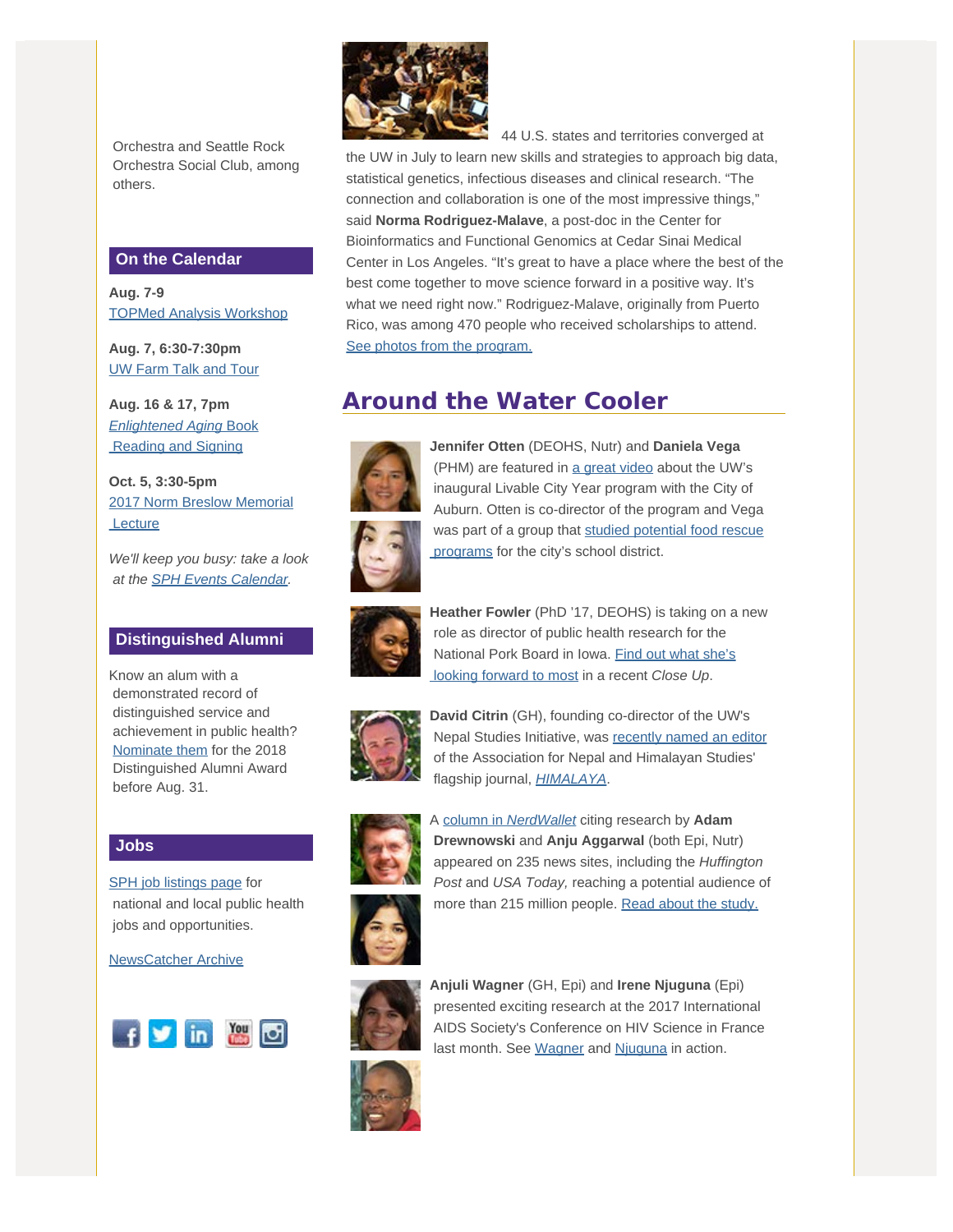Orchestra and Seattle Rock Orchestra Social Club, among others.

## On the Calendar

**Aug. 7-9**
TOPMed Analysis Workshop

**Aug. 7, 6:30-7:30pm**
UW Farm Talk and Tour

**Aug. 16 & 17, 7pm**
*Enlightened Aging* Book Reading and Signing

**Oct. 5, 3:30-5pm**
2017 Norm Breslow Memorial Lecture

*We'll keep you busy: take a look at the SPH Events Calendar.*

## Distinguished Alumni

Know an alum with a demonstrated record of distinguished service and achievement in public health? Nominate them for the 2018 Distinguished Alumni Award before Aug. 31.

## Jobs

SPH job listings page for national and local public health jobs and opportunities.

NewsCatcher Archive

44 U.S. states and territories converged at the UW in July to learn new skills and strategies to approach big data, statistical genetics, infectious diseases and clinical research. "The connection and collaboration is one of the most impressive things," said **Norma Rodriguez-Malave**, a post-doc in the Center for Bioinformatics and Functional Genomics at Cedar Sinai Medical Center in Los Angeles. "It's great to have a place where the best of the best come together to move science forward in a positive way. It's what we need right now." Rodriguez-Malave, originally from Puerto Rico, was among 470 people who received scholarships to attend. See photos from the program.

## Around the Water Cooler

**Jennifer Otten** (DEOHS, Nutr) and **Daniela Vega** (PHM) are featured in a great video about the UW's inaugural Livable City Year program with the City of Auburn. Otten is co-director of the program and Vega was part of a group that studied potential food rescue programs for the city's school district.

**Heather Fowler** (PhD '17, DEOHS) is taking on a new role as director of public health research for the National Pork Board in Iowa. Find out what she's looking forward to most in a recent *Close Up*.

**David Citrin** (GH), founding co-director of the UW's Nepal Studies Initiative, was recently named an editor of the Association for Nepal and Himalayan Studies' flagship journal, *HIMALAYA*.

A column in *NerdWallet* citing research by **Adam Drewnowski** and **Anju Aggarwal** (both Epi, Nutr) appeared on 235 news sites, including the *Huffington Post* and *USA Today,* reaching a potential audience of more than 215 million people. Read about the study.

**Anjuli Wagner** (GH, Epi) and **Irene Njuguna** (Epi) presented exciting research at the 2017 International AIDS Society's Conference on HIV Science in France last month. See Wagner and Njuguna in action.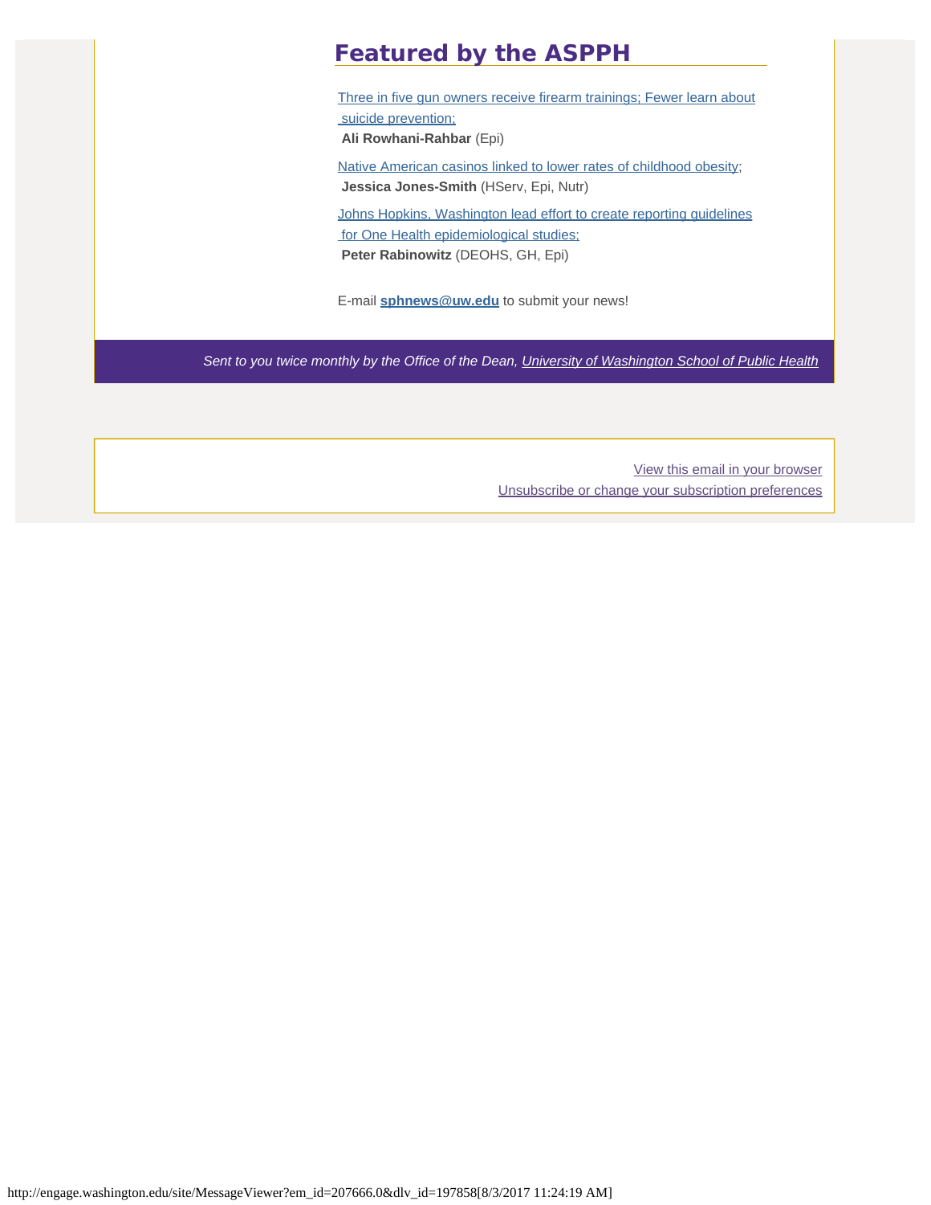## Featured by the ASPPH

Three in five gun owners receive firearm trainings; Fewer learn about suicide prevention;
**Ali Rowhani-Rahbar** (Epi)

Native American casinos linked to lower rates of childhood obesity;
**Jessica Jones-Smith** (HServ, Epi, Nutr)

Johns Hopkins, Washington lead effort to create reporting guidelines for One Health epidemiological studies;
**Peter Rabinowitz** (DEOHS, GH, Epi)

E-mail **sphnews@uw.edu** to submit your news!

*Sent to you twice monthly by the Office of the Dean, University of Washington School of Public Health*

View this email in your browser
Unsubscribe or change your subscription preferences